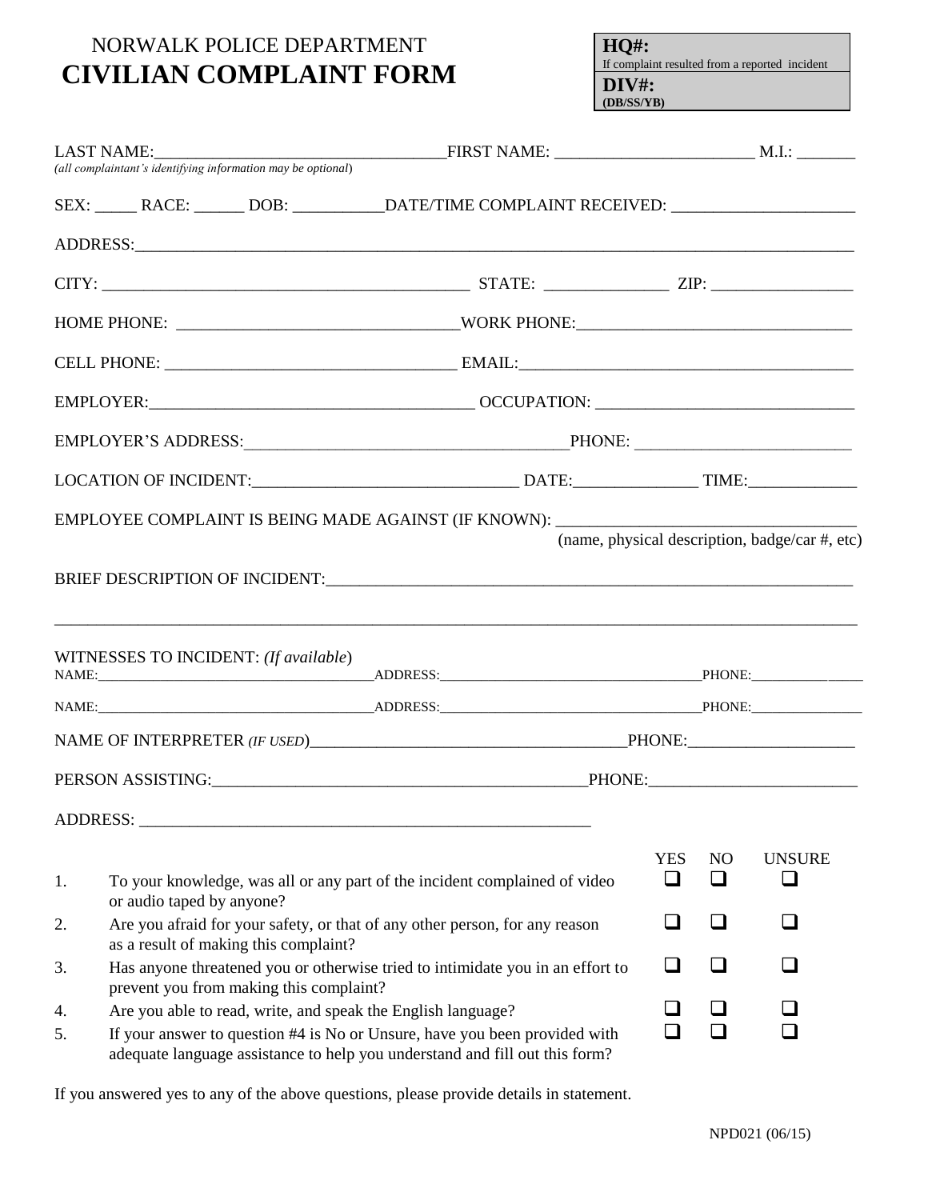NORWALK POLICE DEPARTMENT

# CIVILIAN COMPLAINT FORM

**HQ#:**
If complaint resulted from a reported incident

**DIV#:**
**(DB/SS/YB)**

LAST NAME:___________________________________FIRST NAME: ________________________ M.I.: _______
*(all complaintant's identifying information may be optional)*

SEX: _____ RACE: ______ DOB: ___________DATE/TIME COMPLAINT RECEIVED: ______________________

ADDRESS:_____________________________________________________________________________________

CITY: _____________________________________________ STATE: _______________ ZIP: _________________

HOME PHONE: __________________________________WORK PHONE:________________________________

CELL PHONE: __________________________________ EMAIL:________________________________________

EMPLOYER:_______________________________________ OCCUPATION: ______________________________

EMPLOYER'S ADDRESS:_______________________________________PHONE: __________________________

LOCATION OF INCIDENT:_______________________________ DATE:______________ TIME:_____________

EMPLOYEE COMPLAINT IS BEING MADE AGAINST (IF KNOWN): ___________________________________
(name, physical description, badge/car #, etc)

BRIEF DESCRIPTION OF INCIDENT:_____________________________________________________________

_______________________________________________________________________________________________

WITNESSES TO INCIDENT: *(If available)*

NAME:_________________________________________ADDRESS:________________________________________PHONE:_________________

NAME:_________________________________________ADDRESS:________________________________________PHONE:_________________

NAME OF INTERPRETER *(IF USED)*______________________________________PHONE:____________________

PERSON ASSISTING:_____________________________________________PHONE:_________________________

ADDRESS: ________________________________________________________

| | | YES | NO | UNSURE |
|---|---|---|---|---|
| 1. | To your knowledge, was all or any part of the incident complained of video or audio taped by anyone? | ☐ | ☐ | ☐ |
| 2. | Are you afraid for your safety, or that of any other person, for any reason as a result of making this complaint? | ☐ | ☐ | ☐ |
| 3. | Has anyone threatened you or otherwise tried to intimidate you in an effort to prevent you from making this complaint? | ☐ | ☐ | ☐ |
| 4. | Are you able to read, write, and speak the English language? | ☐ | ☐ | ☐ |
| 5. | If your answer to question #4 is No or Unsure, have you been provided with adequate language assistance to help you understand and fill out this form? | ☐ | ☐ | ☐ |

If you answered yes to any of the above questions, please provide details in statement.

NPD021 (06/15)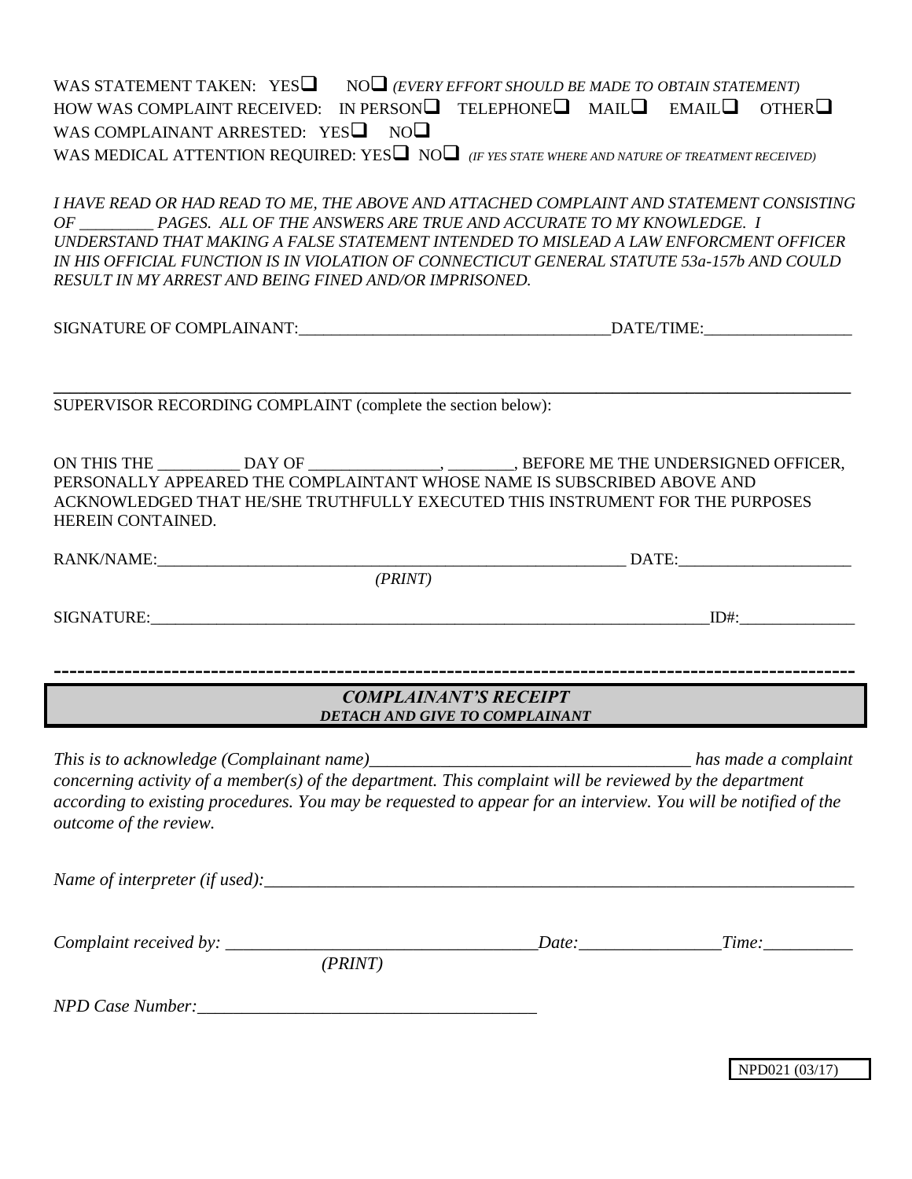WAS STATEMENT TAKEN: YES☐ NO☐ *(EVERY EFFORT SHOULD BE MADE TO OBTAIN STATEMENT)*
HOW WAS COMPLAINT RECEIVED: IN PERSON☐ TELEPHONE☐ MAIL☐ EMAIL☐ OTHER☐
WAS COMPLAINANT ARRESTED: YES☐ NO☐
WAS MEDICAL ATTENTION REQUIRED: YES☐ NO☐ *(IF YES STATE WHERE AND NATURE OF TREATMENT RECEIVED)*

*I HAVE READ OR HAD READ TO ME, THE ABOVE AND ATTACHED COMPLAINT AND STATEMENT CONSISTING OF _________ PAGES. ALL OF THE ANSWERS ARE TRUE AND ACCURATE TO MY KNOWLEDGE. I UNDERSTAND THAT MAKING A FALSE STATEMENT INTENDED TO MISLEAD A LAW ENFORCMENT OFFICER IN HIS OFFICIAL FUNCTION IS IN VIOLATION OF CONNECTICUT GENERAL STATUTE 53a-157b AND COULD RESULT IN MY ARREST AND BEING FINED AND/OR IMPRISONED.*

SIGNATURE OF COMPLAINANT:______________________________________DATE/TIME:__________________

---

SUPERVISOR RECORDING COMPLAINT (complete the section below):

ON THIS THE __________ DAY OF ________________, ________, BEFORE ME THE UNDERSIGNED OFFICER, PERSONALLY APPEARED THE COMPLAINTANT WHOSE NAME IS SUBSCRIBED ABOVE AND ACKNOWLEDGED THAT HE/SHE TRUTHFULLY EXECUTED THIS INSTRUMENT FOR THE PURPOSES HEREIN CONTAINED.

RANK/NAME:____________________________________________________________ DATE:_____________________
*(PRINT)*

SIGNATURE:______________________________________________________________________ID#:______________

---

## *COMPLAINANT'S RECEIPT*

***DETACH AND GIVE TO COMPLAINANT***

*This is to acknowledge (Complainant name)____________________________________ has made a complaint concerning activity of a member(s) of the department. This complaint will be reviewed by the department according to existing procedures. You may be requested to appear for an interview. You will be notified of the outcome of the review.*

*Name of interpreter (if used):*_____________________________________________________________________

*Complaint received by:* ___________________________________*Date:*________________*Time:*__________
*(PRINT)*

*NPD Case Number:*_______________________________________

NPD021 (03/17)